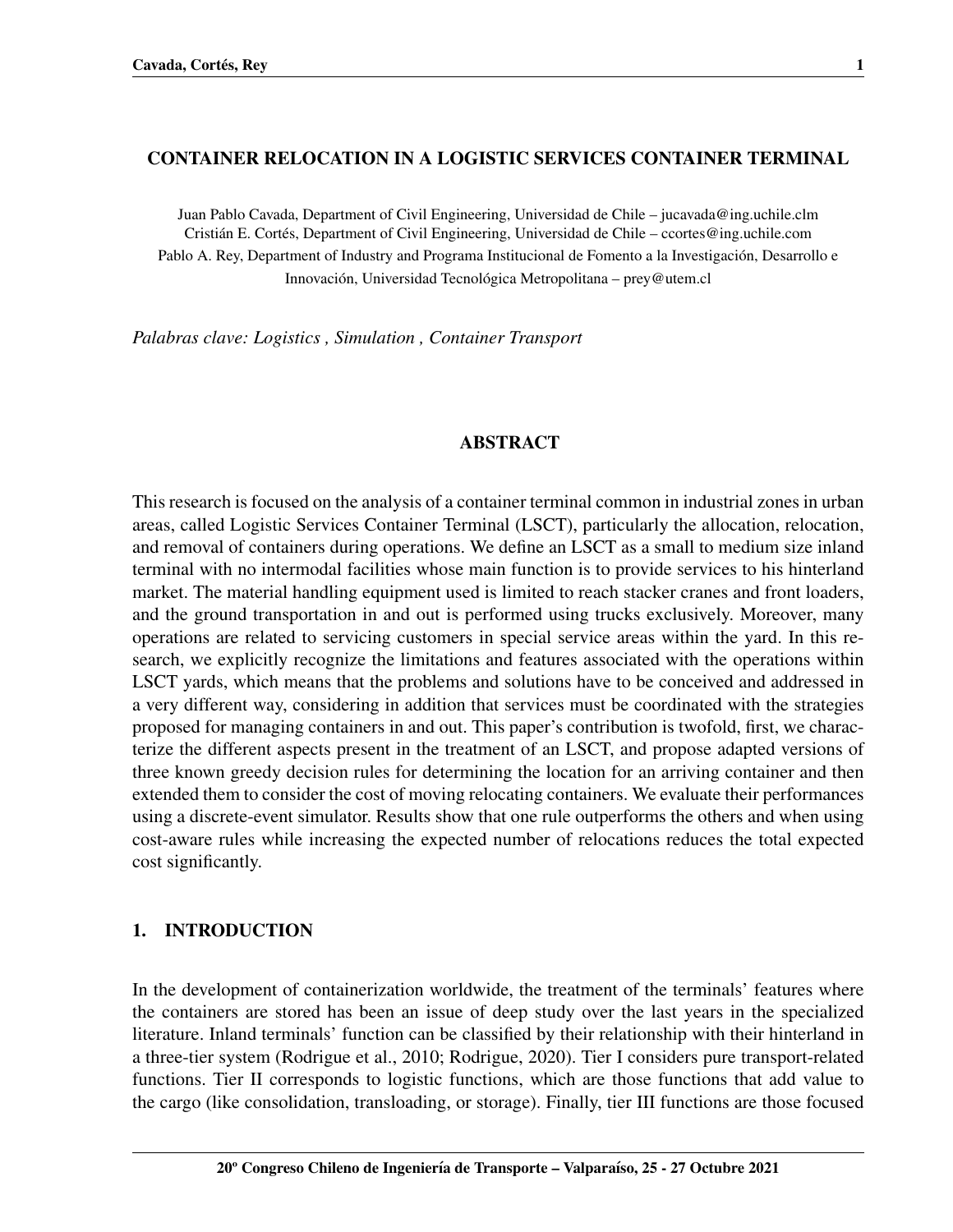# CONTAINER RELOCATION IN A LOGISTIC SERVICES CONTAINER TERMINAL

Juan Pablo Cavada, Department of Civil Engineering, Universidad de Chile – jucavada@ing.uchile.clm
Cristián E. Cortés, Department of Civil Engineering, Universidad de Chile – ccortes@ing.uchile.com
Pablo A. Rey, Department of Industry and Programa Institucional de Fomento a la Investigación, Desarrollo e Innovación, Universidad Tecnológica Metropolitana – prey@utem.cl

*Palabras clave: Logistics , Simulation , Container Transport*

## ABSTRACT

This research is focused on the analysis of a container terminal common in industrial zones in urban areas, called Logistic Services Container Terminal (LSCT), particularly the allocation, relocation, and removal of containers during operations. We define an LSCT as a small to medium size inland terminal with no intermodal facilities whose main function is to provide services to his hinterland market. The material handling equipment used is limited to reach stacker cranes and front loaders, and the ground transportation in and out is performed using trucks exclusively. Moreover, many operations are related to servicing customers in special service areas within the yard. In this research, we explicitly recognize the limitations and features associated with the operations within LSCT yards, which means that the problems and solutions have to be conceived and addressed in a very different way, considering in addition that services must be coordinated with the strategies proposed for managing containers in and out. This paper's contribution is twofold, first, we characterize the different aspects present in the treatment of an LSCT, and propose adapted versions of three known greedy decision rules for determining the location for an arriving container and then extended them to consider the cost of moving relocating containers. We evaluate their performances using a discrete-event simulator. Results show that one rule outperforms the others and when using cost-aware rules while increasing the expected number of relocations reduces the total expected cost significantly.

## 1. INTRODUCTION

In the development of containerization worldwide, the treatment of the terminals' features where the containers are stored has been an issue of deep study over the last years in the specialized literature. Inland terminals' function can be classified by their relationship with their hinterland in a three-tier system (Rodrigue et al., 2010; Rodrigue, 2020). Tier I considers pure transport-related functions. Tier II corresponds to logistic functions, which are those functions that add value to the cargo (like consolidation, transloading, or storage). Finally, tier III functions are those focused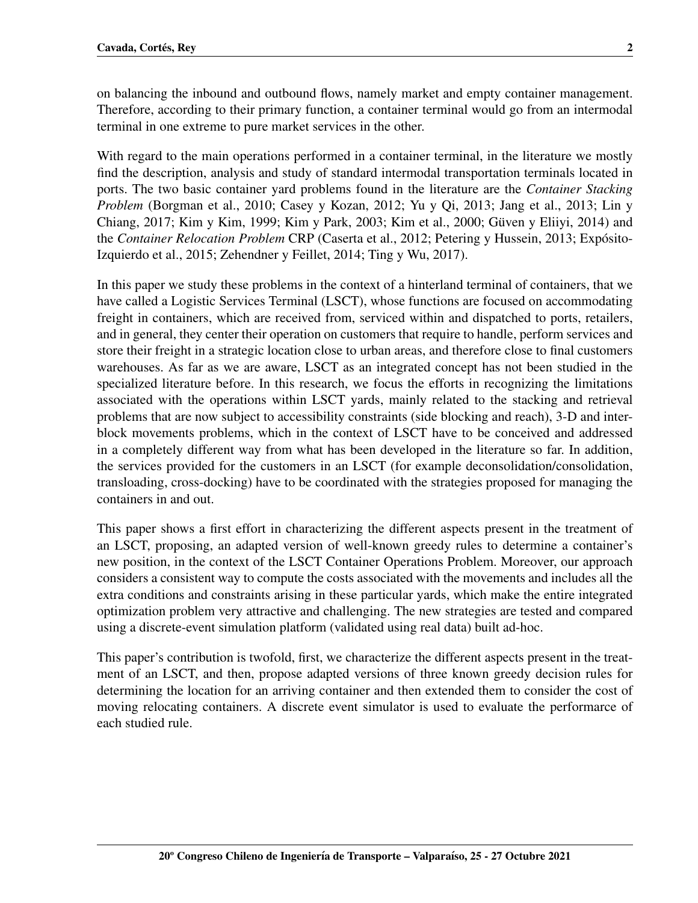on balancing the inbound and outbound flows, namely market and empty container management. Therefore, according to their primary function, a container terminal would go from an intermodal terminal in one extreme to pure market services in the other.

With regard to the main operations performed in a container terminal, in the literature we mostly find the description, analysis and study of standard intermodal transportation terminals located in ports. The two basic container yard problems found in the literature are the *Container Stacking Problem* (Borgman et al., 2010; Casey y Kozan, 2012; Yu y Qi, 2013; Jang et al., 2013; Lin y Chiang, 2017; Kim y Kim, 1999; Kim y Park, 2003; Kim et al., 2000; Güven y Eliiyi, 2014) and the *Container Relocation Problem* CRP (Caserta et al., 2012; Petering y Hussein, 2013; Expósito-Izquierdo et al., 2015; Zehendner y Feillet, 2014; Ting y Wu, 2017).

In this paper we study these problems in the context of a hinterland terminal of containers, that we have called a Logistic Services Terminal (LSCT), whose functions are focused on accommodating freight in containers, which are received from, serviced within and dispatched to ports, retailers, and in general, they center their operation on customers that require to handle, perform services and store their freight in a strategic location close to urban areas, and therefore close to final customers warehouses. As far as we are aware, LSCT as an integrated concept has not been studied in the specialized literature before. In this research, we focus the efforts in recognizing the limitations associated with the operations within LSCT yards, mainly related to the stacking and retrieval problems that are now subject to accessibility constraints (side blocking and reach), 3-D and inter-block movements problems, which in the context of LSCT have to be conceived and addressed in a completely different way from what has been developed in the literature so far. In addition, the services provided for the customers in an LSCT (for example deconsolidation/consolidation, transloading, cross-docking) have to be coordinated with the strategies proposed for managing the containers in and out.

This paper shows a first effort in characterizing the different aspects present in the treatment of an LSCT, proposing, an adapted version of well-known greedy rules to determine a container's new position, in the context of the LSCT Container Operations Problem. Moreover, our approach considers a consistent way to compute the costs associated with the movements and includes all the extra conditions and constraints arising in these particular yards, which make the entire integrated optimization problem very attractive and challenging. The new strategies are tested and compared using a discrete-event simulation platform (validated using real data) built ad-hoc.

This paper's contribution is twofold, first, we characterize the different aspects present in the treatment of an LSCT, and then, propose adapted versions of three known greedy decision rules for determining the location for an arriving container and then extended them to consider the cost of moving relocating containers. A discrete event simulator is used to evaluate the performarce of each studied rule.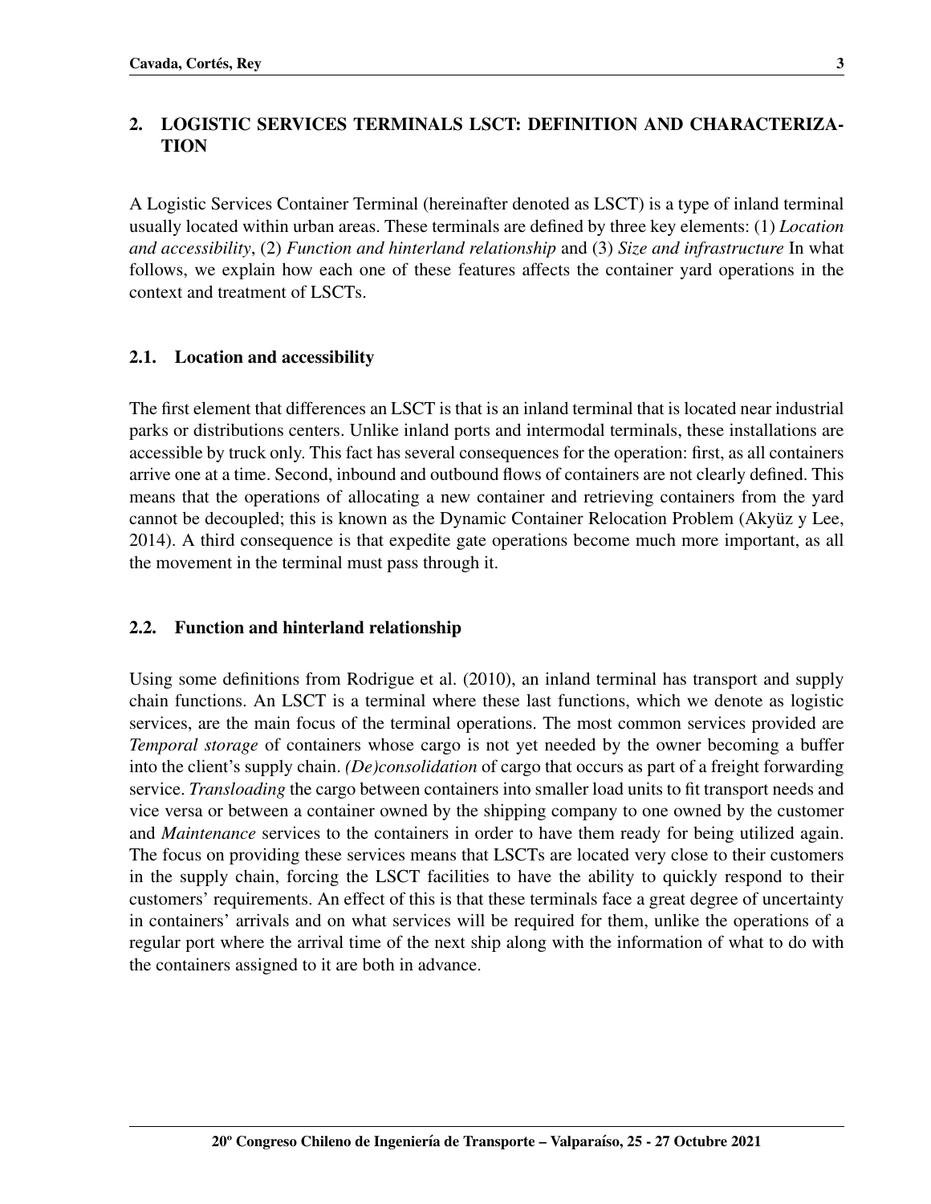## 2. LOGISTIC SERVICES TERMINALS LSCT: DEFINITION AND CHARACTERIZATION

A Logistic Services Container Terminal (hereinafter denoted as LSCT) is a type of inland terminal usually located within urban areas. These terminals are defined by three key elements: (1) *Location and accessibility*, (2) *Function and hinterland relationship* and (3) *Size and infrastructure* In what follows, we explain how each one of these features affects the container yard operations in the context and treatment of LSCTs.

### 2.1. Location and accessibility

The first element that differences an LSCT is that is an inland terminal that is located near industrial parks or distributions centers. Unlike inland ports and intermodal terminals, these installations are accessible by truck only. This fact has several consequences for the operation: first, as all containers arrive one at a time. Second, inbound and outbound flows of containers are not clearly defined. This means that the operations of allocating a new container and retrieving containers from the yard cannot be decoupled; this is known as the Dynamic Container Relocation Problem (Akyüz y Lee, 2014). A third consequence is that expedite gate operations become much more important, as all the movement in the terminal must pass through it.

### 2.2. Function and hinterland relationship

Using some definitions from Rodrigue et al. (2010), an inland terminal has transport and supply chain functions. An LSCT is a terminal where these last functions, which we denote as logistic services, are the main focus of the terminal operations. The most common services provided are *Temporal storage* of containers whose cargo is not yet needed by the owner becoming a buffer into the client's supply chain. *(De)consolidation* of cargo that occurs as part of a freight forwarding service. *Transloading* the cargo between containers into smaller load units to fit transport needs and vice versa or between a container owned by the shipping company to one owned by the customer and *Maintenance* services to the containers in order to have them ready for being utilized again. The focus on providing these services means that LSCTs are located very close to their customers in the supply chain, forcing the LSCT facilities to have the ability to quickly respond to their customers' requirements. An effect of this is that these terminals face a great degree of uncertainty in containers' arrivals and on what services will be required for them, unlike the operations of a regular port where the arrival time of the next ship along with the information of what to do with the containers assigned to it are both in advance.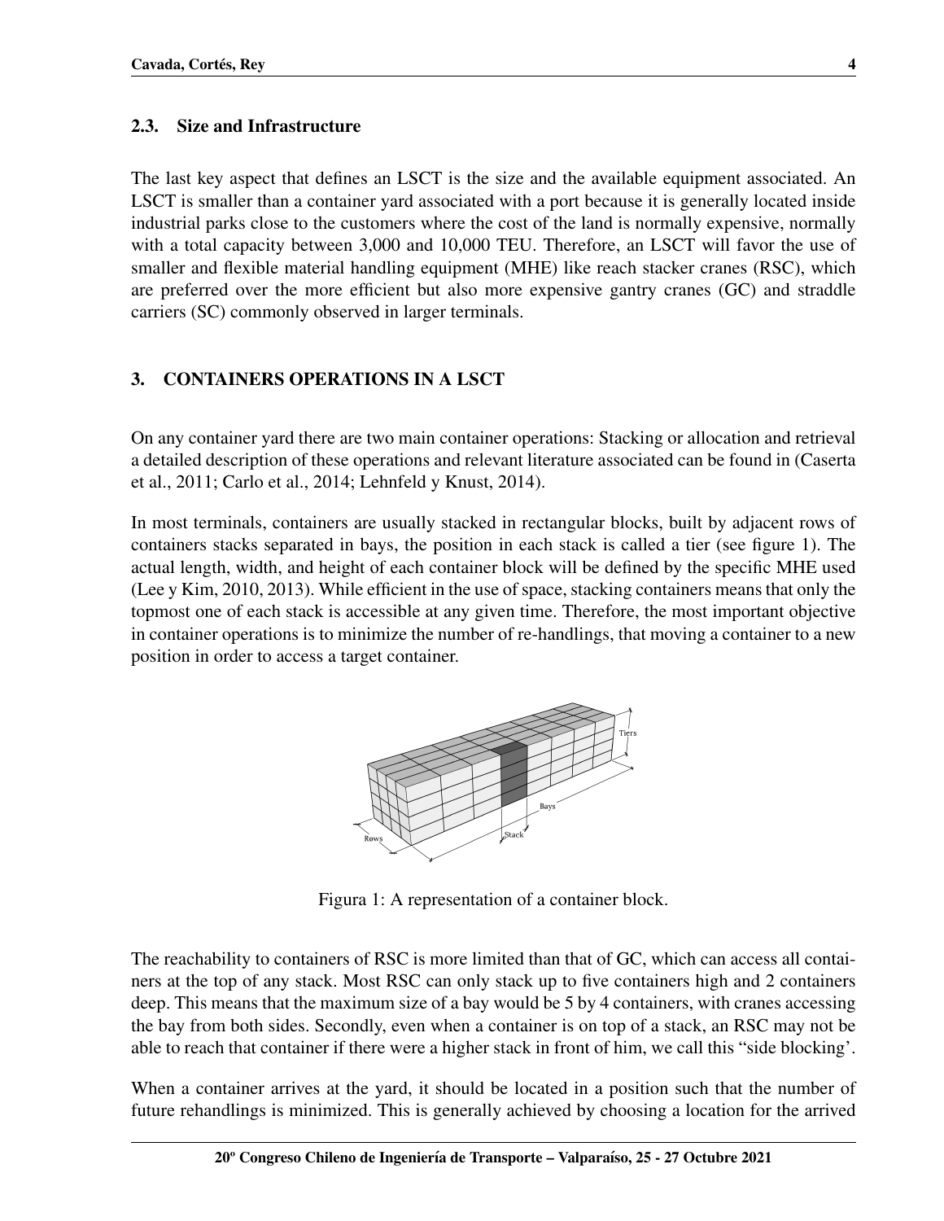## 2.3. Size and Infrastructure

The last key aspect that defines an LSCT is the size and the available equipment associated. An LSCT is smaller than a container yard associated with a port because it is generally located inside industrial parks close to the customers where the cost of the land is normally expensive, normally with a total capacity between 3,000 and 10,000 TEU. Therefore, an LSCT will favor the use of smaller and flexible material handling equipment (MHE) like reach stacker cranes (RSC), which are preferred over the more efficient but also more expensive gantry cranes (GC) and straddle carriers (SC) commonly observed in larger terminals.

# 3. CONTAINERS OPERATIONS IN A LSCT

On any container yard there are two main container operations: Stacking or allocation and retrieval a detailed description of these operations and relevant literature associated can be found in (Caserta et al., 2011; Carlo et al., 2014; Lehnfeld y Knust, 2014).

In most terminals, containers are usually stacked in rectangular blocks, built by adjacent rows of containers stacks separated in bays, the position in each stack is called a tier (see figure 1). The actual length, width, and height of each container block will be defined by the specific MHE used (Lee y Kim, 2010, 2013). While efficient in the use of space, stacking containers means that only the topmost one of each stack is accessible at any given time. Therefore, the most important objective in container operations is to minimize the number of re-handlings, that moving a container to a new position in order to access a target container.

Figura 1: A representation of a container block.

The reachability to containers of RSC is more limited than that of GC, which can access all containers at the top of any stack. Most RSC can only stack up to five containers high and 2 containers deep. This means that the maximum size of a bay would be 5 by 4 containers, with cranes accessing the bay from both sides. Secondly, even when a container is on top of a stack, an RSC may not be able to reach that container if there were a higher stack in front of him, we call this “side blocking’.

When a container arrives at the yard, it should be located in a position such that the number of future rehandlings is minimized. This is generally achieved by choosing a location for the arrived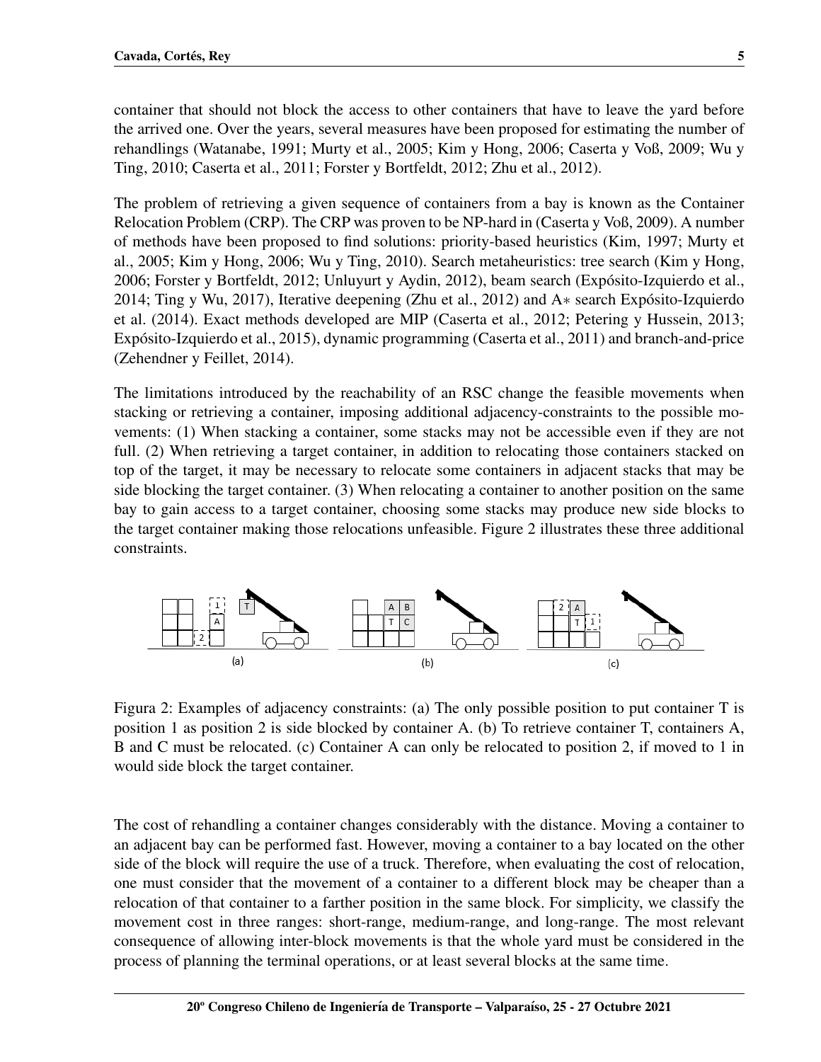container that should not block the access to other containers that have to leave the yard before the arrived one. Over the years, several measures have been proposed for estimating the number of rehandlings (Watanabe, 1991; Murty et al., 2005; Kim y Hong, 2006; Caserta y Voß, 2009; Wu y Ting, 2010; Caserta et al., 2011; Forster y Bortfeldt, 2012; Zhu et al., 2012).

The problem of retrieving a given sequence of containers from a bay is known as the Container Relocation Problem (CRP). The CRP was proven to be NP-hard in (Caserta y Voß, 2009). A number of methods have been proposed to find solutions: priority-based heuristics (Kim, 1997; Murty et al., 2005; Kim y Hong, 2006; Wu y Ting, 2010). Search metaheuristics: tree search (Kim y Hong, 2006; Forster y Bortfeldt, 2012; Unluyurt y Aydin, 2012), beam search (Expósito-Izquierdo et al., 2014; Ting y Wu, 2017), Iterative deepening (Zhu et al., 2012) and A$*$ search Expósito-Izquierdo et al. (2014). Exact methods developed are MIP (Caserta et al., 2012; Petering y Hussein, 2013; Expósito-Izquierdo et al., 2015), dynamic programming (Caserta et al., 2011) and branch-and-price (Zehendner y Feillet, 2014).

The limitations introduced by the reachability of an RSC change the feasible movements when stacking or retrieving a container, imposing additional adjacency-constraints to the possible movements: (1) When stacking a container, some stacks may not be accessible even if they are not full. (2) When retrieving a target container, in addition to relocating those containers stacked on top of the target, it may be necessary to relocate some containers in adjacent stacks that may be side blocking the target container. (3) When relocating a container to another position on the same bay to gain access to a target container, choosing some stacks may produce new side blocks to the target container making those relocations unfeasible. Figure 2 illustrates these three additional constraints.

Figura 2: Examples of adjacency constraints: (a) The only possible position to put container T is position 1 as position 2 is side blocked by container A. (b) To retrieve container T, containers A, B and C must be relocated. (c) Container A can only be relocated to position 2, if moved to 1 in would side block the target container.

The cost of rehandling a container changes considerably with the distance. Moving a container to an adjacent bay can be performed fast. However, moving a container to a bay located on the other side of the block will require the use of a truck. Therefore, when evaluating the cost of relocation, one must consider that the movement of a container to a different block may be cheaper than a relocation of that container to a farther position in the same block. For simplicity, we classify the movement cost in three ranges: short-range, medium-range, and long-range. The most relevant consequence of allowing inter-block movements is that the whole yard must be considered in the process of planning the terminal operations, or at least several blocks at the same time.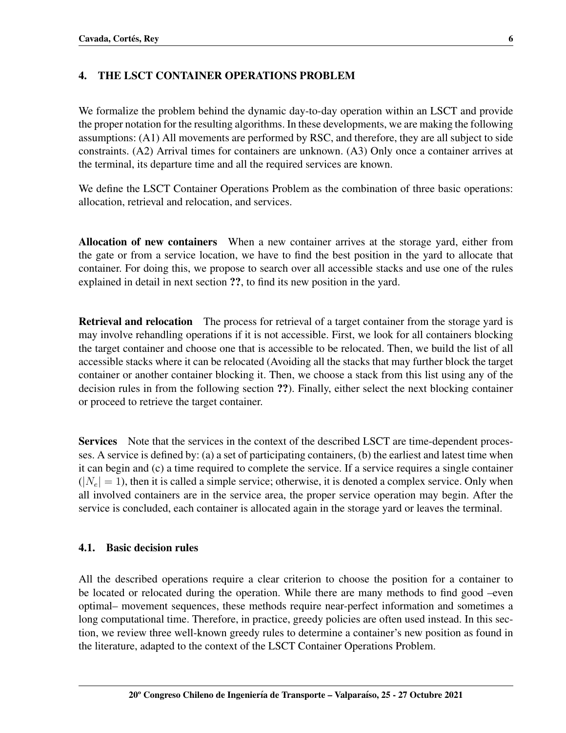## 4. THE LSCT CONTAINER OPERATIONS PROBLEM

We formalize the problem behind the dynamic day-to-day operation within an LSCT and provide the proper notation for the resulting algorithms. In these developments, we are making the following assumptions: (A1) All movements are performed by RSC, and therefore, they are all subject to side constraints. (A2) Arrival times for containers are unknown. (A3) Only once a container arrives at the terminal, its departure time and all the required services are known.

We define the LSCT Container Operations Problem as the combination of three basic operations: allocation, retrieval and relocation, and services.

**Allocation of new containers** When a new container arrives at the storage yard, either from the gate or from a service location, we have to find the best position in the yard to allocate that container. For doing this, we propose to search over all accessible stacks and use one of the rules explained in detail in next section **??**, to find its new position in the yard.

**Retrieval and relocation** The process for retrieval of a target container from the storage yard is may involve rehandling operations if it is not accessible. First, we look for all containers blocking the target container and choose one that is accessible to be relocated. Then, we build the list of all accessible stacks where it can be relocated (Avoiding all the stacks that may further block the target container or another container blocking it. Then, we choose a stack from this list using any of the decision rules in from the following section **??**). Finally, either select the next blocking container or proceed to retrieve the target container.

**Services** Note that the services in the context of the described LSCT are time-dependent processes. A service is defined by: (a) a set of participating containers, (b) the earliest and latest time when it can begin and (c) a time required to complete the service. If a service requires a single container ($|N_e| = 1$), then it is called a simple service; otherwise, it is denoted a complex service. Only when all involved containers are in the service area, the proper service operation may begin. After the service is concluded, each container is allocated again in the storage yard or leaves the terminal.

### 4.1. Basic decision rules

All the described operations require a clear criterion to choose the position for a container to be located or relocated during the operation. While there are many methods to find good –even optimal– movement sequences, these methods require near-perfect information and sometimes a long computational time. Therefore, in practice, greedy policies are often used instead. In this section, we review three well-known greedy rules to determine a container's new position as found in the literature, adapted to the context of the LSCT Container Operations Problem.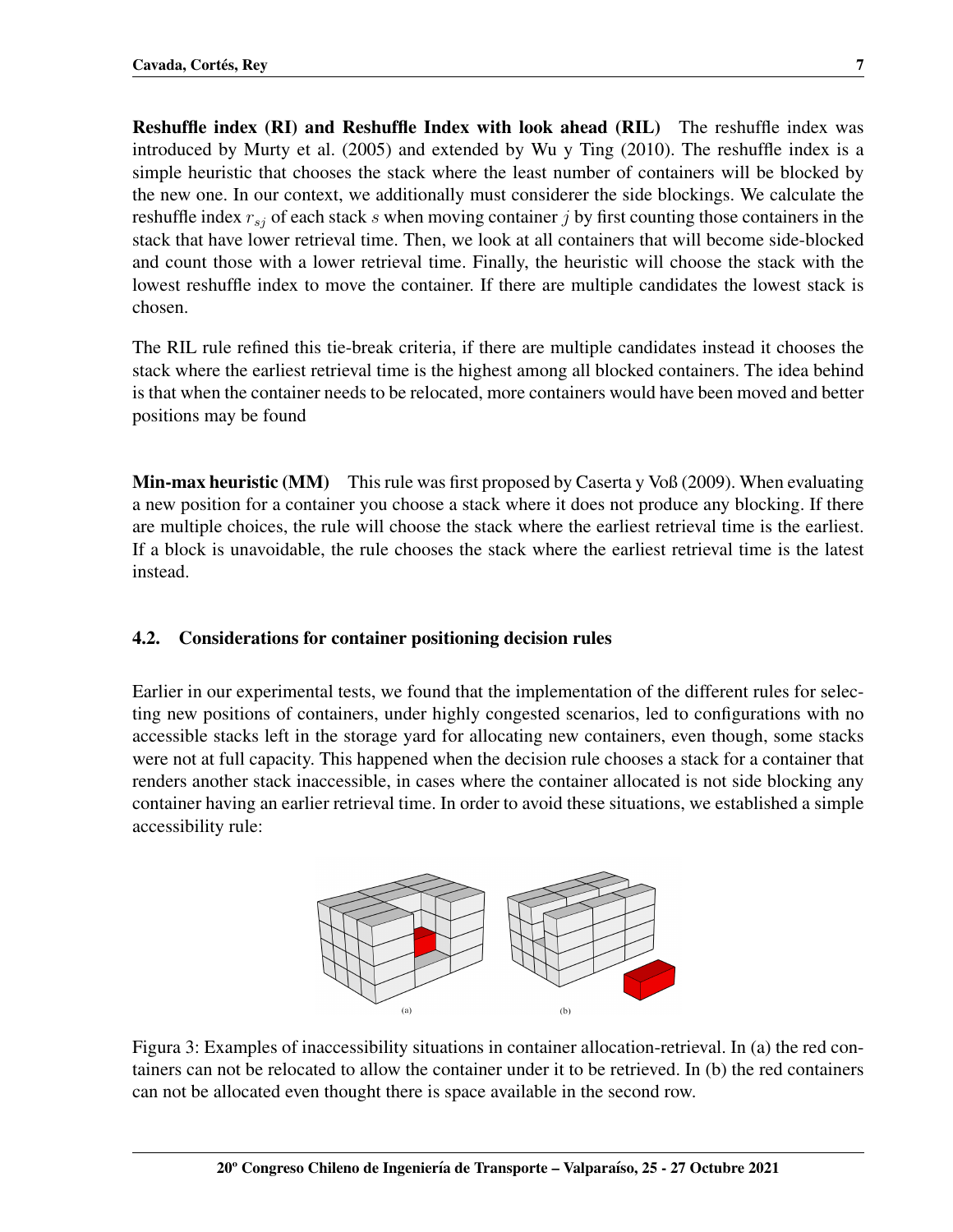**Reshuffle index (RI) and Reshuffle Index with look ahead (RIL)** The reshuffle index was introduced by Murty et al. (2005) and extended by Wu y Ting (2010). The reshuffle index is a simple heuristic that chooses the stack where the least number of containers will be blocked by the new one. In our context, we additionally must considerer the side blockings. We calculate the reshuffle index $r_{sj}$ of each stack $s$ when moving container $j$ by first counting those containers in the stack that have lower retrieval time. Then, we look at all containers that will become side-blocked and count those with a lower retrieval time. Finally, the heuristic will choose the stack with the lowest reshuffle index to move the container. If there are multiple candidates the lowest stack is chosen.

The RIL rule refined this tie-break criteria, if there are multiple candidates instead it chooses the stack where the earliest retrieval time is the highest among all blocked containers. The idea behind is that when the container needs to be relocated, more containers would have been moved and better positions may be found

**Min-max heuristic (MM)** This rule was first proposed by Caserta y Voß (2009). When evaluating a new position for a container you choose a stack where it does not produce any blocking. If there are multiple choices, the rule will choose the stack where the earliest retrieval time is the earliest. If a block is unavoidable, the rule chooses the stack where the earliest retrieval time is the latest instead.

### 4.2. Considerations for container positioning decision rules

Earlier in our experimental tests, we found that the implementation of the different rules for selecting new positions of containers, under highly congested scenarios, led to configurations with no accessible stacks left in the storage yard for allocating new containers, even though, some stacks were not at full capacity. This happened when the decision rule chooses a stack for a container that renders another stack inaccessible, in cases where the container allocated is not side blocking any container having an earlier retrieval time. In order to avoid these situations, we established a simple accessibility rule:

Figura 3: Examples of inaccessibility situations in container allocation-retrieval. In (a) the red containers can not be relocated to allow the container under it to be retrieved. In (b) the red containers can not be allocated even thought there is space available in the second row.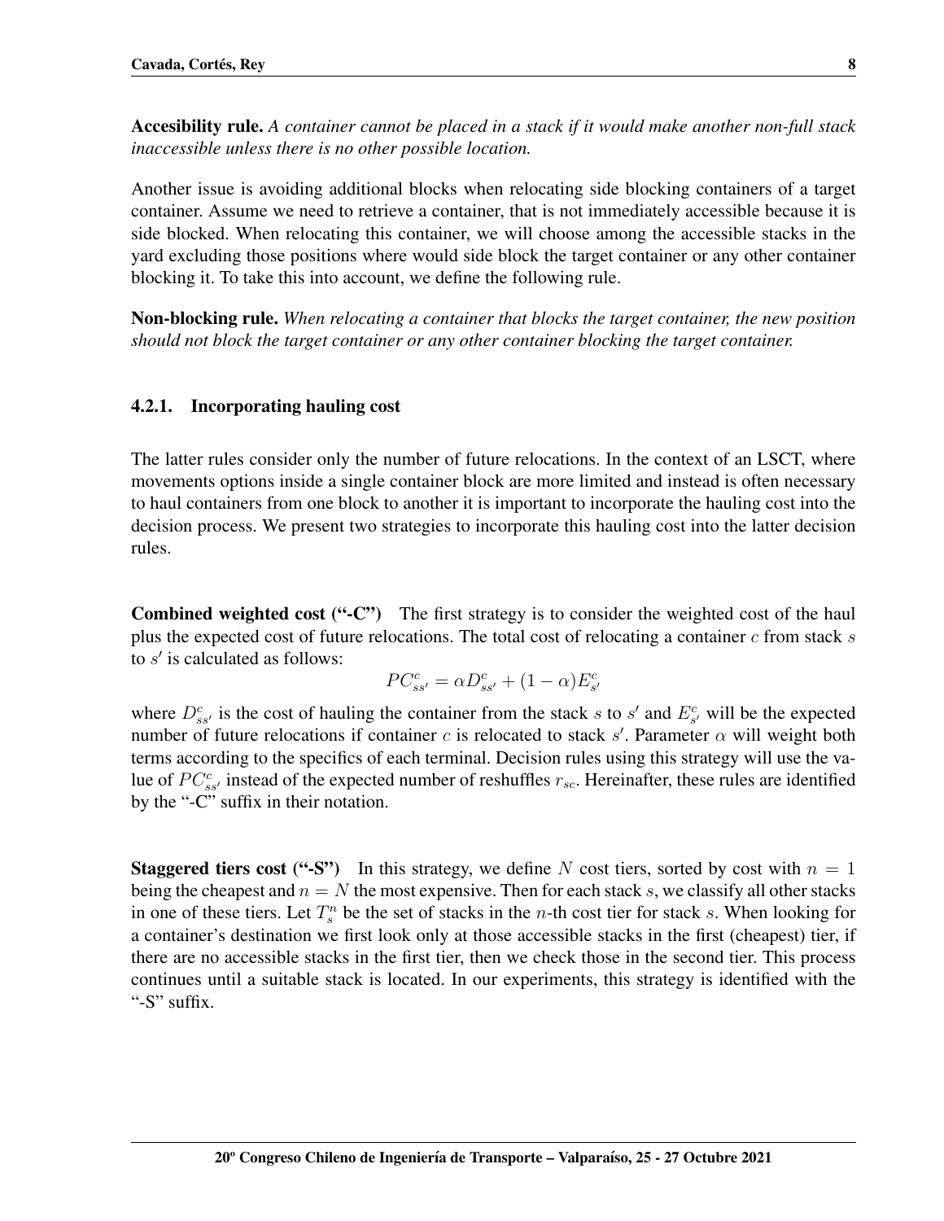**Accesibility rule.** *A container cannot be placed in a stack if it would make another non-full stack inaccessible unless there is no other possible location.*

Another issue is avoiding additional blocks when relocating side blocking containers of a target container. Assume we need to retrieve a container, that is not immediately accessible because it is side blocked. When relocating this container, we will choose among the accessible stacks in the yard excluding those positions where would side block the target container or any other container blocking it. To take this into account, we define the following rule.

**Non-blocking rule.** *When relocating a container that blocks the target container, the new position should not block the target container or any other container blocking the target container.*

#### 4.2.1. Incorporating hauling cost

The latter rules consider only the number of future relocations. In the context of an LSCT, where movements options inside a single container block are more limited and instead is often necessary to haul containers from one block to another it is important to incorporate the hauling cost into the decision process. We present two strategies to incorporate this hauling cost into the latter decision rules.

**Combined weighted cost ("-C")** The first strategy is to consider the weighted cost of the haul plus the expected cost of future relocations. The total cost of relocating a container $c$ from stack $s$ to $s'$ is calculated as follows:

$$PC^c_{ss'} = \alpha D^c_{ss'} + (1-\alpha) E^c_{s'}$$

where $D^c_{ss'}$ is the cost of hauling the container from the stack $s$ to $s'$ and $E^c_{s'}$ will be the expected number of future relocations if container $c$ is relocated to stack $s'$. Parameter $\alpha$ will weight both terms according to the specifics of each terminal. Decision rules using this strategy will use the value of $PC^c_{ss'}$ instead of the expected number of reshuffles $r_{sc}$. Hereinafter, these rules are identified by the "-C" suffix in their notation.

**Staggered tiers cost ("-S")** In this strategy, we define $N$ cost tiers, sorted by cost with $n = 1$ being the cheapest and $n = N$ the most expensive. Then for each stack $s$, we classify all other stacks in one of these tiers. Let $T^n_s$ be the set of stacks in the $n$-th cost tier for stack $s$. When looking for a container's destination we first look only at those accessible stacks in the first (cheapest) tier, if there are no accessible stacks in the first tier, then we check those in the second tier. This process continues until a suitable stack is located. In our experiments, this strategy is identified with the "-S" suffix.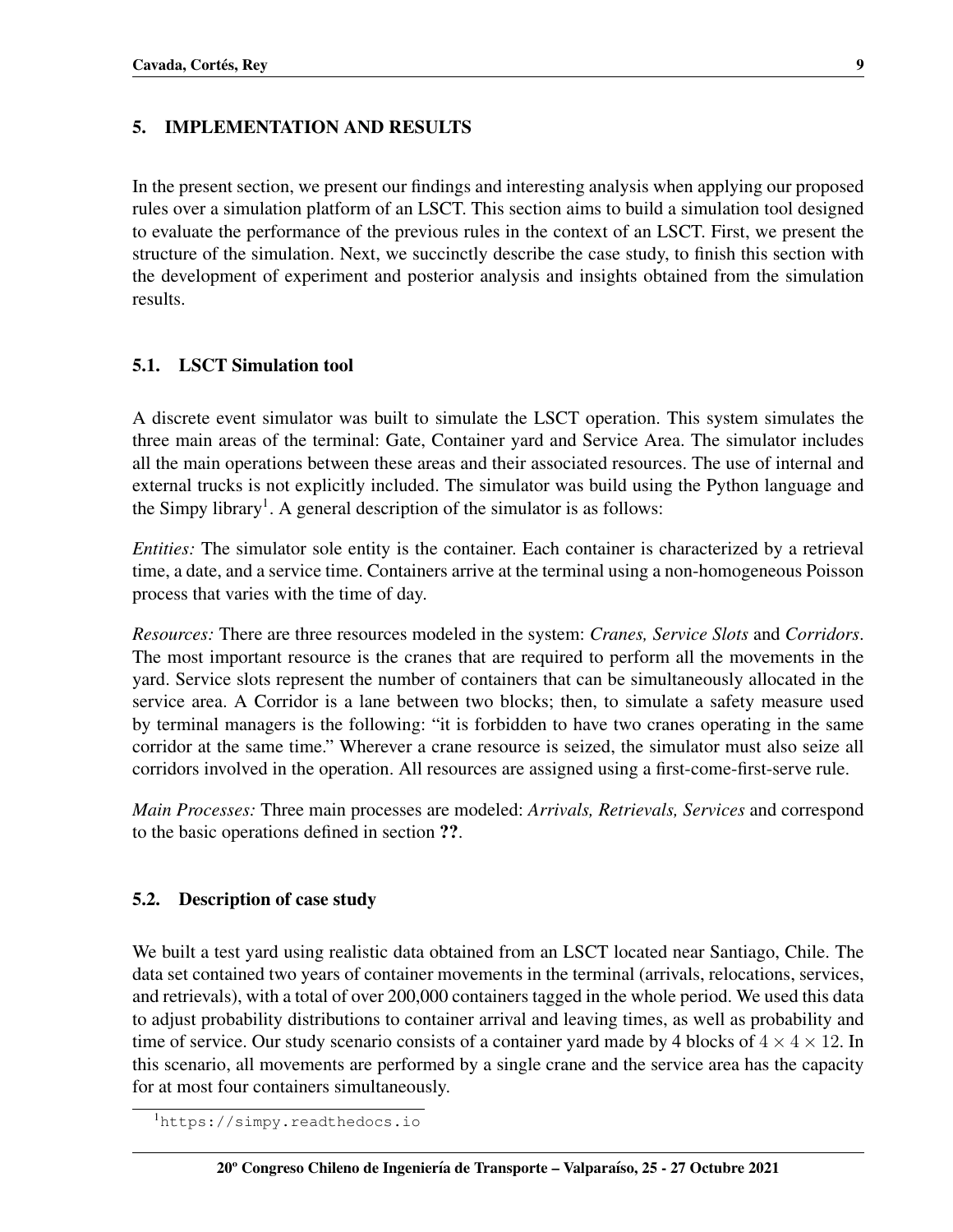## 5. IMPLEMENTATION AND RESULTS

In the present section, we present our findings and interesting analysis when applying our proposed rules over a simulation platform of an LSCT. This section aims to build a simulation tool designed to evaluate the performance of the previous rules in the context of an LSCT. First, we present the structure of the simulation. Next, we succinctly describe the case study, to finish this section with the development of experiment and posterior analysis and insights obtained from the simulation results.

### 5.1. LSCT Simulation tool

A discrete event simulator was built to simulate the LSCT operation. This system simulates the three main areas of the terminal: Gate, Container yard and Service Area. The simulator includes all the main operations between these areas and their associated resources. The use of internal and external trucks is not explicitly included. The simulator was build using the Python language and the Simpy library[1]. A general description of the simulator is as follows:

*Entities:* The simulator sole entity is the container. Each container is characterized by a retrieval time, a date, and a service time. Containers arrive at the terminal using a non-homogeneous Poisson process that varies with the time of day.

*Resources:* There are three resources modeled in the system: *Cranes, Service Slots* and *Corridors*. The most important resource is the cranes that are required to perform all the movements in the yard. Service slots represent the number of containers that can be simultaneously allocated in the service area. A Corridor is a lane between two blocks; then, to simulate a safety measure used by terminal managers is the following: "it is forbidden to have two cranes operating in the same corridor at the same time." Wherever a crane resource is seized, the simulator must also seize all corridors involved in the operation. All resources are assigned using a first-come-first-serve rule.

*Main Processes:* Three main processes are modeled: *Arrivals, Retrievals, Services* and correspond to the basic operations defined in section **??**.

### 5.2. Description of case study

We built a test yard using realistic data obtained from an LSCT located near Santiago, Chile. The data set contained two years of container movements in the terminal (arrivals, relocations, services, and retrievals), with a total of over 200,000 containers tagged in the whole period. We used this data to adjust probability distributions to container arrival and leaving times, as well as probability and time of service. Our study scenario consists of a container yard made by 4 blocks of $4 \times 4 \times 12$. In this scenario, all movements are performed by a single crane and the service area has the capacity for at most four containers simultaneously.

[1] https://simpy.readthedocs.io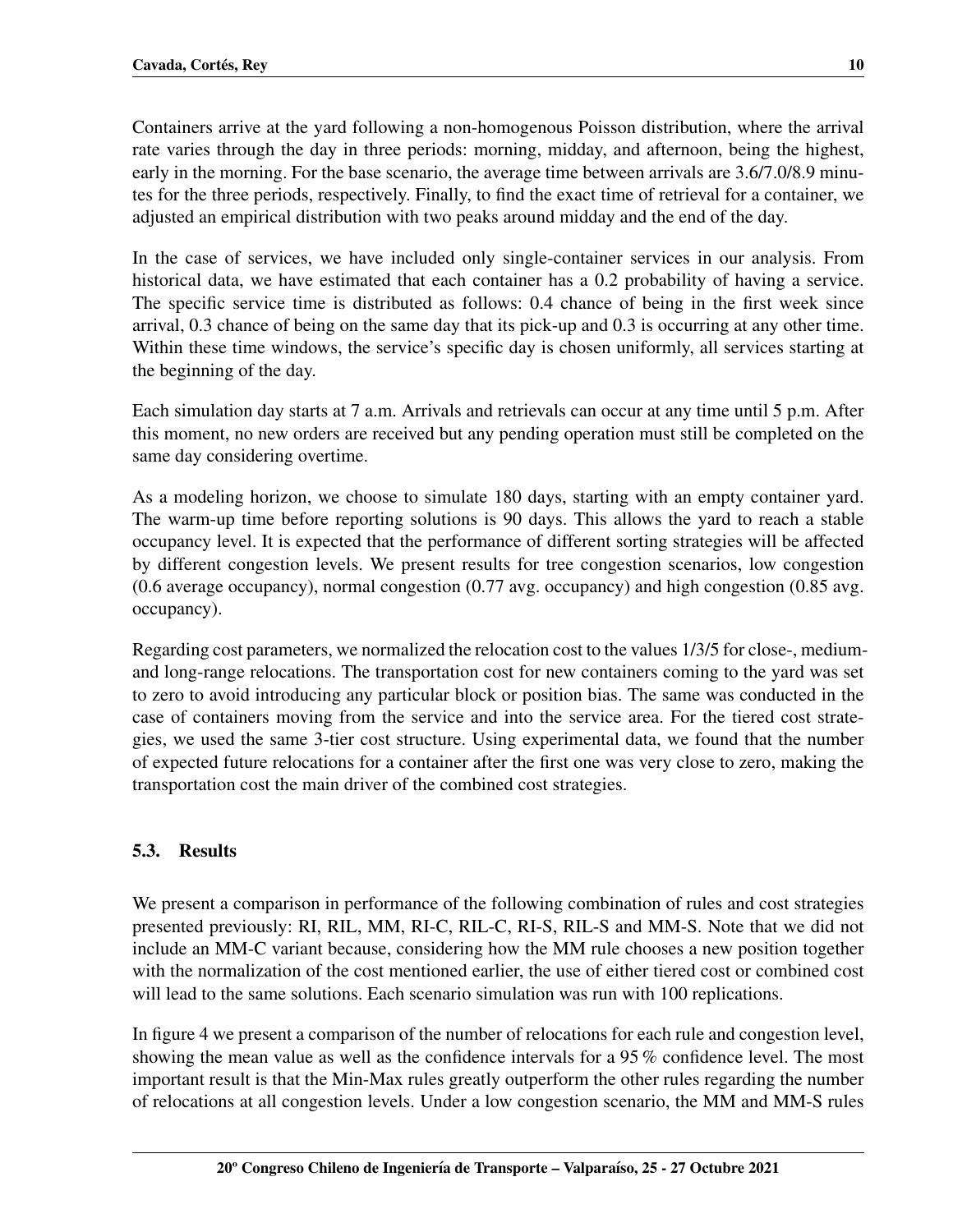Containers arrive at the yard following a non-homogenous Poisson distribution, where the arrival rate varies through the day in three periods: morning, midday, and afternoon, being the highest, early in the morning. For the base scenario, the average time between arrivals are 3.6/7.0/8.9 minutes for the three periods, respectively. Finally, to find the exact time of retrieval for a container, we adjusted an empirical distribution with two peaks around midday and the end of the day.

In the case of services, we have included only single-container services in our analysis. From historical data, we have estimated that each container has a 0.2 probability of having a service. The specific service time is distributed as follows: 0.4 chance of being in the first week since arrival, 0.3 chance of being on the same day that its pick-up and 0.3 is occurring at any other time. Within these time windows, the service's specific day is chosen uniformly, all services starting at the beginning of the day.

Each simulation day starts at 7 a.m. Arrivals and retrievals can occur at any time until 5 p.m. After this moment, no new orders are received but any pending operation must still be completed on the same day considering overtime.

As a modeling horizon, we choose to simulate 180 days, starting with an empty container yard. The warm-up time before reporting solutions is 90 days. This allows the yard to reach a stable occupancy level. It is expected that the performance of different sorting strategies will be affected by different congestion levels. We present results for tree congestion scenarios, low congestion (0.6 average occupancy), normal congestion (0.77 avg. occupancy) and high congestion (0.85 avg. occupancy).

Regarding cost parameters, we normalized the relocation cost to the values 1/3/5 for close-, medium- and long-range relocations. The transportation cost for new containers coming to the yard was set to zero to avoid introducing any particular block or position bias. The same was conducted in the case of containers moving from the service and into the service area. For the tiered cost strategies, we used the same 3-tier cost structure. Using experimental data, we found that the number of expected future relocations for a container after the first one was very close to zero, making the transportation cost the main driver of the combined cost strategies.

### 5.3. Results

We present a comparison in performance of the following combination of rules and cost strategies presented previously: RI, RIL, MM, RI-C, RIL-C, RI-S, RIL-S and MM-S. Note that we did not include an MM-C variant because, considering how the MM rule chooses a new position together with the normalization of the cost mentioned earlier, the use of either tiered cost or combined cost will lead to the same solutions. Each scenario simulation was run with 100 replications.

In figure 4 we present a comparison of the number of relocations for each rule and congestion level, showing the mean value as well as the confidence intervals for a 95 % confidence level. The most important result is that the Min-Max rules greatly outperform the other rules regarding the number of relocations at all congestion levels. Under a low congestion scenario, the MM and MM-S rules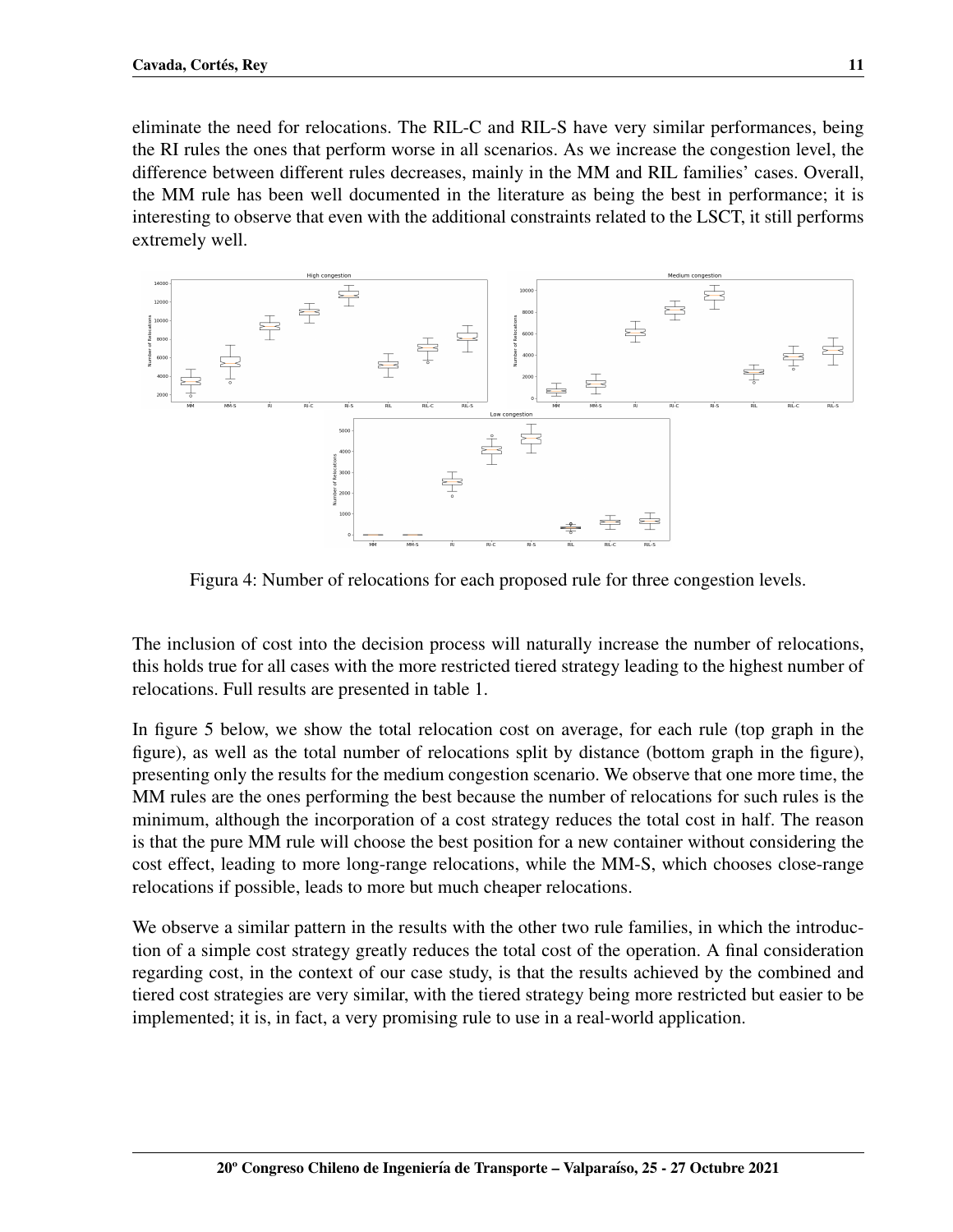eliminate the need for relocations. The RIL-C and RIL-S have very similar performances, being the RI rules the ones that perform worse in all scenarios. As we increase the congestion level, the difference between different rules decreases, mainly in the MM and RIL families' cases. Overall, the MM rule has been well documented in the literature as being the best in performance; it is interesting to observe that even with the additional constraints related to the LSCT, it still performs extremely well.

Figura 4: Number of relocations for each proposed rule for three congestion levels.

The inclusion of cost into the decision process will naturally increase the number of relocations, this holds true for all cases with the more restricted tiered strategy leading to the highest number of relocations. Full results are presented in table 1.

In figure 5 below, we show the total relocation cost on average, for each rule (top graph in the figure), as well as the total number of relocations split by distance (bottom graph in the figure), presenting only the results for the medium congestion scenario. We observe that one more time, the MM rules are the ones performing the best because the number of relocations for such rules is the minimum, although the incorporation of a cost strategy reduces the total cost in half. The reason is that the pure MM rule will choose the best position for a new container without considering the cost effect, leading to more long-range relocations, while the MM-S, which chooses close-range relocations if possible, leads to more but much cheaper relocations.

We observe a similar pattern in the results with the other two rule families, in which the introduction of a simple cost strategy greatly reduces the total cost of the operation. A final consideration regarding cost, in the context of our case study, is that the results achieved by the combined and tiered cost strategies are very similar, with the tiered strategy being more restricted but easier to be implemented; it is, in fact, a very promising rule to use in a real-world application.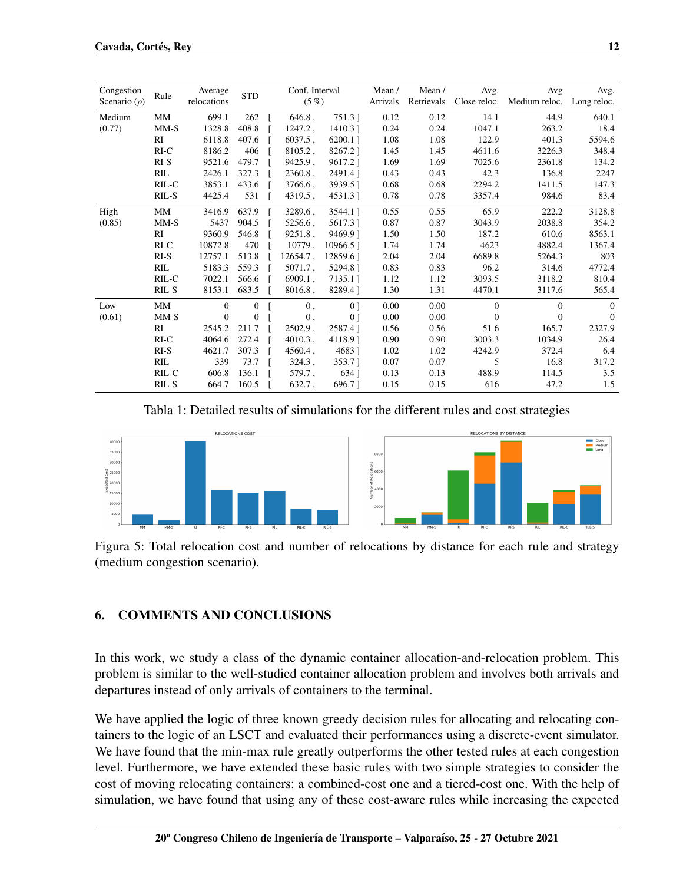| Congestion Scenario ($\rho$) | Rule | Average relocations | STD | Conf. Interval (5 %) | Mean / Arrivals | Mean / Retrievals | Avg. Close reloc. | Avg Medium reloc. | Avg. Long reloc. |
|---|---|---|---|---|---|---|---|---|---|
| Medium (0.77) | MM | 699.1 | 262 | [ 646.8 , 751.3 ] | 0.12 | 0.12 | 14.1 | 44.9 | 640.1 |
| | MM-S | 1328.8 | 408.8 | [ 1247.2 , 1410.3 ] | 0.24 | 0.24 | 1047.1 | 263.2 | 18.4 |
| | RI | 6118.8 | 407.6 | [ 6037.5 , 6200.1 ] | 1.08 | 1.08 | 122.9 | 401.3 | 5594.6 |
| | RI-C | 8186.2 | 406 | [ 8105.2 , 8267.2 ] | 1.45 | 1.45 | 4611.6 | 3226.3 | 348.4 |
| | RI-S | 9521.6 | 479.7 | [ 9425.9 , 9617.2 ] | 1.69 | 1.69 | 7025.6 | 2361.8 | 134.2 |
| | RIL | 2426.1 | 327.3 | [ 2360.8 , 2491.4 ] | 0.43 | 0.43 | 42.3 | 136.8 | 2247 |
| | RIL-C | 3853.1 | 433.6 | [ 3766.6 , 3939.5 ] | 0.68 | 0.68 | 2294.2 | 1411.5 | 147.3 |
| | RIL-S | 4425.4 | 531 | [ 4319.5 , 4531.3 ] | 0.78 | 0.78 | 3357.4 | 984.6 | 83.4 |
| High (0.85) | MM | 3416.9 | 637.9 | [ 3289.6 , 3544.1 ] | 0.55 | 0.55 | 65.9 | 222.2 | 3128.8 |
| | MM-S | 5437 | 904.5 | [ 5256.6 , 5617.3 ] | 0.87 | 0.87 | 3043.9 | 2038.8 | 354.2 |
| | RI | 9360.9 | 546.8 | [ 9251.8 , 9469.9 ] | 1.50 | 1.50 | 187.2 | 610.6 | 8563.1 |
| | RI-C | 10872.8 | 470 | [ 10779 , 10966.5 ] | 1.74 | 1.74 | 4623 | 4882.4 | 1367.4 |
| | RI-S | 12757.1 | 513.8 | [ 12654.7 , 12859.6 ] | 2.04 | 2.04 | 6689.8 | 5264.3 | 803 |
| | RIL | 5183.3 | 559.3 | [ 5071.7 , 5294.8 ] | 0.83 | 0.83 | 96.2 | 314.6 | 4772.4 |
| | RIL-C | 7022.1 | 566.6 | [ 6909.1 , 7135.1 ] | 1.12 | 1.12 | 3093.5 | 3118.2 | 810.4 |
| | RIL-S | 8153.1 | 683.5 | [ 8016.8 , 8289.4 ] | 1.30 | 1.31 | 4470.1 | 3117.6 | 565.4 |
| Low (0.61) | MM | 0 | 0 | [ 0 , 0 ] | 0.00 | 0.00 | 0 | 0 | 0 |
| | MM-S | 0 | 0 | [ 0 , 0 ] | 0.00 | 0.00 | 0 | 0 | 0 |
| | RI | 2545.2 | 211.7 | [ 2502.9 , 2587.4 ] | 0.56 | 0.56 | 51.6 | 165.7 | 2327.9 |
| | RI-C | 4064.6 | 272.4 | [ 4010.3 , 4118.9 ] | 0.90 | 0.90 | 3003.3 | 1034.9 | 26.4 |
| | RI-S | 4621.7 | 307.3 | [ 4560.4 , 4683 ] | 1.02 | 1.02 | 4242.9 | 372.4 | 6.4 |
| | RIL | 339 | 73.7 | [ 324.3 , 353.7 ] | 0.07 | 0.07 | 5 | 16.8 | 317.2 |
| | RIL-C | 606.8 | 136.1 | [ 579.7 , 634 ] | 0.13 | 0.13 | 488.9 | 114.5 | 3.5 |
| | RIL-S | 664.7 | 160.5 | [ 632.7 , 696.7 ] | 0.15 | 0.15 | 616 | 47.2 | 1.5 |

Tabla 1: Detailed results of simulations for the different rules and cost strategies

Figura 5: Total relocation cost and number of relocations by distance for each rule and strategy (medium congestion scenario).

## 6. COMMENTS AND CONCLUSIONS

In this work, we study a class of the dynamic container allocation-and-relocation problem. This problem is similar to the well-studied container allocation problem and involves both arrivals and departures instead of only arrivals of containers to the terminal.

We have applied the logic of three known greedy decision rules for allocating and relocating containers to the logic of an LSCT and evaluated their performances using a discrete-event simulator. We have found that the min-max rule greatly outperforms the other tested rules at each congestion level. Furthermore, we have extended these basic rules with two simple strategies to consider the cost of moving relocating containers: a combined-cost one and a tiered-cost one. With the help of simulation, we have found that using any of these cost-aware rules while increasing the expected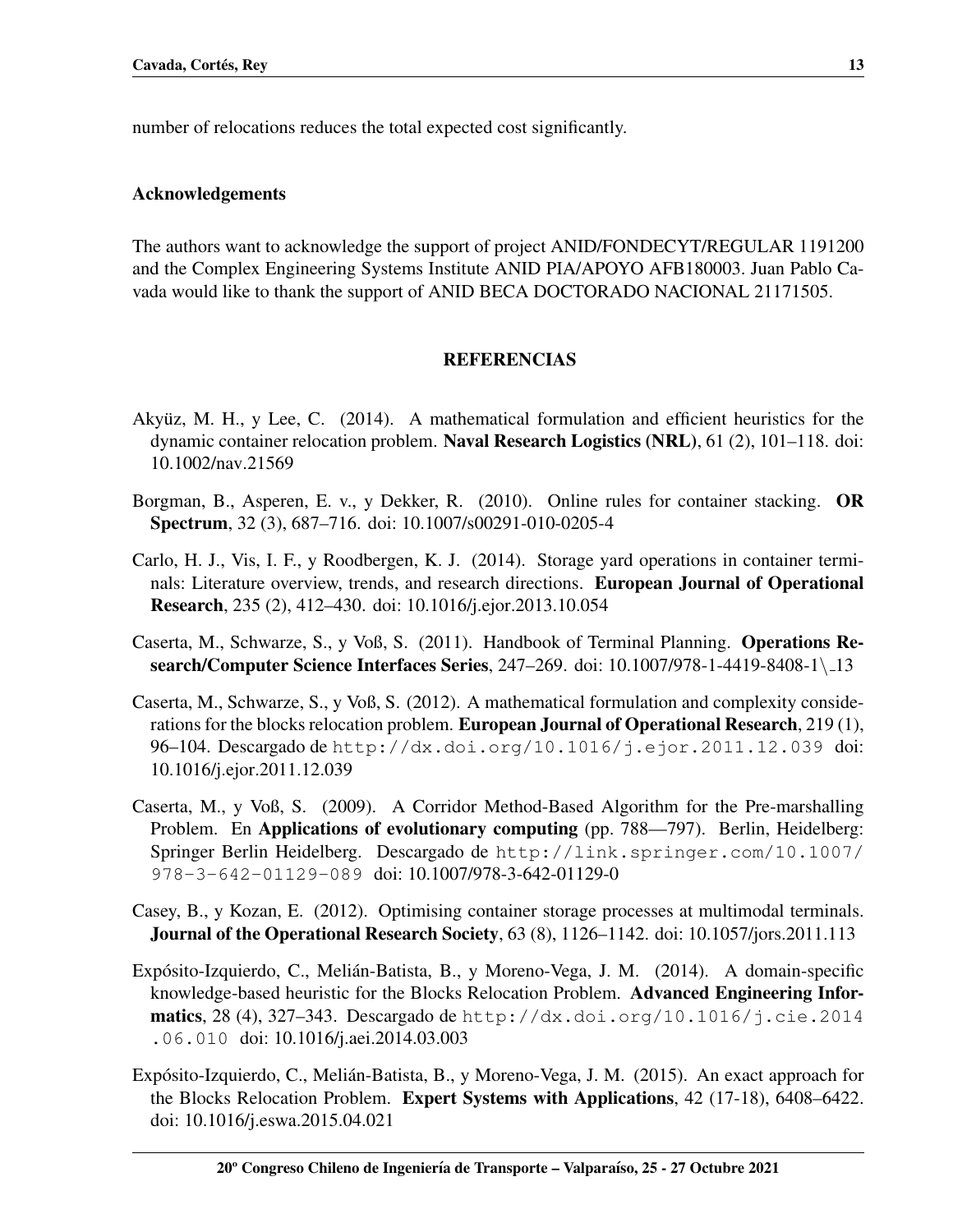number of relocations reduces the total expected cost significantly.

### Acknowledgements

The authors want to acknowledge the support of project ANID/FONDECYT/REGULAR 1191200 and the Complex Engineering Systems Institute ANID PIA/APOYO AFB180003. Juan Pablo Cavada would like to thank the support of ANID BECA DOCTORADO NACIONAL 21171505.

## REFERENCIAS

Akyüz, M. H., y Lee, C. (2014). A mathematical formulation and efficient heuristics for the dynamic container relocation problem. **Naval Research Logistics (NRL)**, 61 (2), 101–118. doi: 10.1002/nav.21569

Borgman, B., Asperen, E. v., y Dekker, R. (2010). Online rules for container stacking. **OR Spectrum**, 32 (3), 687–716. doi: 10.1007/s00291-010-0205-4

Carlo, H. J., Vis, I. F., y Roodbergen, K. J. (2014). Storage yard operations in container terminals: Literature overview, trends, and research directions. **European Journal of Operational Research**, 235 (2), 412–430. doi: 10.1016/j.ejor.2013.10.054

Caserta, M., Schwarze, S., y Voß, S. (2011). Handbook of Terminal Planning. **Operations Research/Computer Science Interfaces Series**, 247–269. doi: 10.1007/978-1-4419-8408-1\_13

Caserta, M., Schwarze, S., y Voß, S. (2012). A mathematical formulation and complexity considerations for the blocks relocation problem. **European Journal of Operational Research**, 219 (1), 96–104. Descargado de http://dx.doi.org/10.1016/j.ejor.2011.12.039 doi: 10.1016/j.ejor.2011.12.039

Caserta, M., y Voß, S. (2009). A Corridor Method-Based Algorithm for the Pre-marshalling Problem. En **Applications of evolutionary computing** (pp. 788—797). Berlin, Heidelberg: Springer Berlin Heidelberg. Descargado de http://link.springer.com/10.1007/978-3-642-01129-089 doi: 10.1007/978-3-642-01129-0

Casey, B., y Kozan, E. (2012). Optimising container storage processes at multimodal terminals. **Journal of the Operational Research Society**, 63 (8), 1126–1142. doi: 10.1057/jors.2011.113

Expósito-Izquierdo, C., Melián-Batista, B., y Moreno-Vega, J. M. (2014). A domain-specific knowledge-based heuristic for the Blocks Relocation Problem. **Advanced Engineering Informatics**, 28 (4), 327–343. Descargado de http://dx.doi.org/10.1016/j.cie.2014.06.010 doi: 10.1016/j.aei.2014.03.003

Expósito-Izquierdo, C., Melián-Batista, B., y Moreno-Vega, J. M. (2015). An exact approach for the Blocks Relocation Problem. **Expert Systems with Applications**, 42 (17-18), 6408–6422. doi: 10.1016/j.eswa.2015.04.021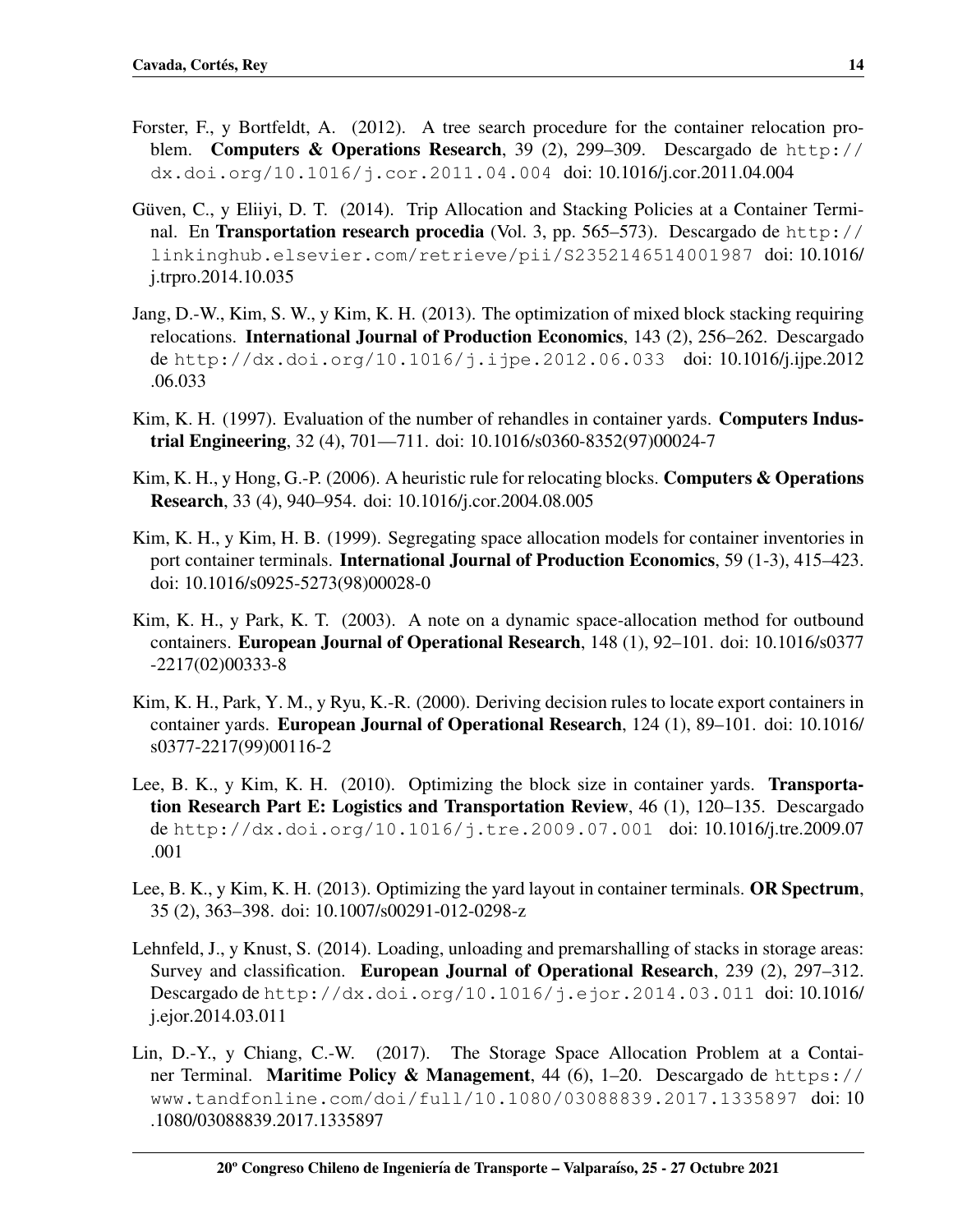Forster, F., y Bortfeldt, A. (2012). A tree search procedure for the container relocation problem. **Computers & Operations Research**, 39 (2), 299–309. Descargado de http://dx.doi.org/10.1016/j.cor.2011.04.004 doi: 10.1016/j.cor.2011.04.004

Güven, C., y Eliiyi, D. T. (2014). Trip Allocation and Stacking Policies at a Container Terminal. En **Transportation research procedia** (Vol. 3, pp. 565–573). Descargado de http://linkinghub.elsevier.com/retrieve/pii/S2352146514001987 doi: 10.1016/j.trpro.2014.10.035

Jang, D.-W., Kim, S. W., y Kim, K. H. (2013). The optimization of mixed block stacking requiring relocations. **International Journal of Production Economics**, 143 (2), 256–262. Descargado de http://dx.doi.org/10.1016/j.ijpe.2012.06.033 doi: 10.1016/j.ijpe.2012.06.033

Kim, K. H. (1997). Evaluation of the number of rehandles in container yards. **Computers Industrial Engineering**, 32 (4), 701—711. doi: 10.1016/s0360-8352(97)00024-7

Kim, K. H., y Hong, G.-P. (2006). A heuristic rule for relocating blocks. **Computers & Operations Research**, 33 (4), 940–954. doi: 10.1016/j.cor.2004.08.005

Kim, K. H., y Kim, H. B. (1999). Segregating space allocation models for container inventories in port container terminals. **International Journal of Production Economics**, 59 (1-3), 415–423. doi: 10.1016/s0925-5273(98)00028-0

Kim, K. H., y Park, K. T. (2003). A note on a dynamic space-allocation method for outbound containers. **European Journal of Operational Research**, 148 (1), 92–101. doi: 10.1016/s0377-2217(02)00333-8

Kim, K. H., Park, Y. M., y Ryu, K.-R. (2000). Deriving decision rules to locate export containers in container yards. **European Journal of Operational Research**, 124 (1), 89–101. doi: 10.1016/s0377-2217(99)00116-2

Lee, B. K., y Kim, K. H. (2010). Optimizing the block size in container yards. **Transportation Research Part E: Logistics and Transportation Review**, 46 (1), 120–135. Descargado de http://dx.doi.org/10.1016/j.tre.2009.07.001 doi: 10.1016/j.tre.2009.07.001

Lee, B. K., y Kim, K. H. (2013). Optimizing the yard layout in container terminals. **OR Spectrum**, 35 (2), 363–398. doi: 10.1007/s00291-012-0298-z

Lehnfeld, J., y Knust, S. (2014). Loading, unloading and premarshalling of stacks in storage areas: Survey and classification. **European Journal of Operational Research**, 239 (2), 297–312. Descargado de http://dx.doi.org/10.1016/j.ejor.2014.03.011 doi: 10.1016/j.ejor.2014.03.011

Lin, D.-Y., y Chiang, C.-W. (2017). The Storage Space Allocation Problem at a Container Terminal. **Maritime Policy & Management**, 44 (6), 1–20. Descargado de https://www.tandfonline.com/doi/full/10.1080/03088839.2017.1335897 doi: 10.1080/03088839.2017.1335897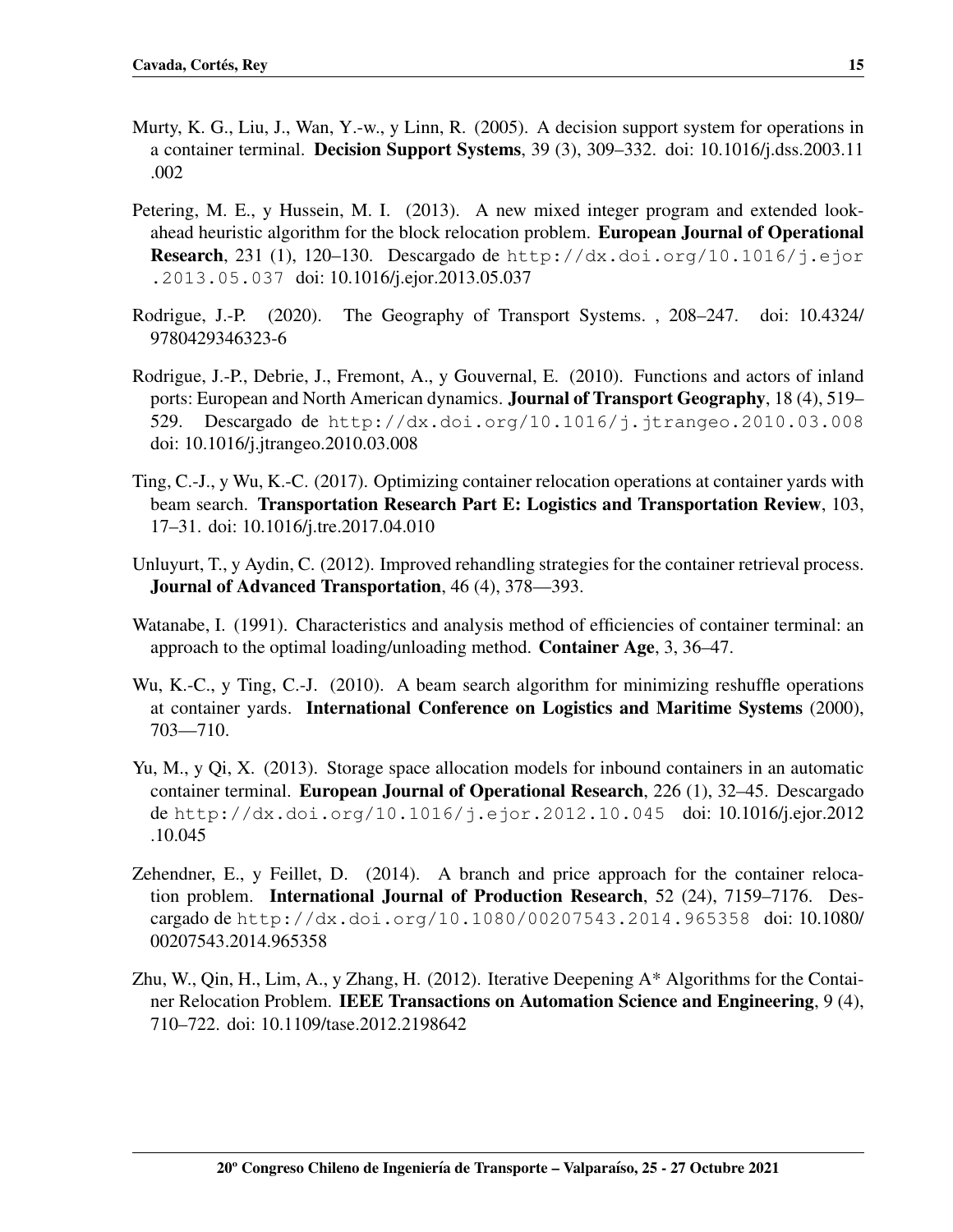Murty, K. G., Liu, J., Wan, Y.-w., y Linn, R. (2005). A decision support system for operations in a container terminal. **Decision Support Systems**, 39 (3), 309–332. doi: 10.1016/j.dss.2003.11.002

Petering, M. E., y Hussein, M. I. (2013). A new mixed integer program and extended look-ahead heuristic algorithm for the block relocation problem. **European Journal of Operational Research**, 231 (1), 120–130. Descargado de `http://dx.doi.org/10.1016/j.ejor.2013.05.037` doi: 10.1016/j.ejor.2013.05.037

Rodrigue, J.-P. (2020). The Geography of Transport Systems. , 208–247. doi: 10.4324/9780429346323-6

Rodrigue, J.-P., Debrie, J., Fremont, A., y Gouvernal, E. (2010). Functions and actors of inland ports: European and North American dynamics. **Journal of Transport Geography**, 18 (4), 519–529. Descargado de `http://dx.doi.org/10.1016/j.jtrangeo.2010.03.008` doi: 10.1016/j.jtrangeo.2010.03.008

Ting, C.-J., y Wu, K.-C. (2017). Optimizing container relocation operations at container yards with beam search. **Transportation Research Part E: Logistics and Transportation Review**, 103, 17–31. doi: 10.1016/j.tre.2017.04.010

Unluyurt, T., y Aydin, C. (2012). Improved rehandling strategies for the container retrieval process. **Journal of Advanced Transportation**, 46 (4), 378—393.

Watanabe, I. (1991). Characteristics and analysis method of efficiencies of container terminal: an approach to the optimal loading/unloading method. **Container Age**, 3, 36–47.

Wu, K.-C., y Ting, C.-J. (2010). A beam search algorithm for minimizing reshuffle operations at container yards. **International Conference on Logistics and Maritime Systems** (2000), 703—710.

Yu, M., y Qi, X. (2013). Storage space allocation models for inbound containers in an automatic container terminal. **European Journal of Operational Research**, 226 (1), 32–45. Descargado de `http://dx.doi.org/10.1016/j.ejor.2012.10.045` doi: 10.1016/j.ejor.2012.10.045

Zehendner, E., y Feillet, D. (2014). A branch and price approach for the container relocation problem. **International Journal of Production Research**, 52 (24), 7159–7176. Descargado de `http://dx.doi.org/10.1080/00207543.2014.965358` doi: 10.1080/00207543.2014.965358

Zhu, W., Qin, H., Lim, A., y Zhang, H. (2012). Iterative Deepening A* Algorithms for the Container Relocation Problem. **IEEE Transactions on Automation Science and Engineering**, 9 (4), 710–722. doi: 10.1109/tase.2012.2198642